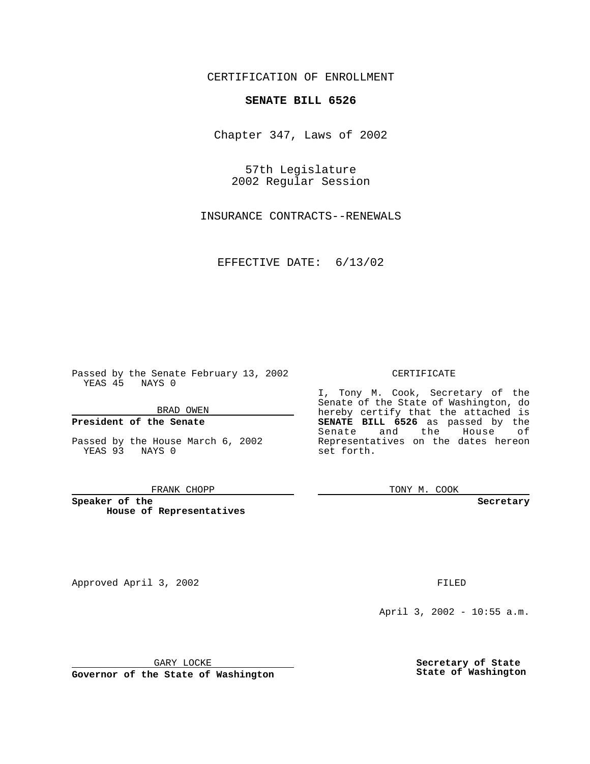CERTIFICATION OF ENROLLMENT

**SENATE BILL 6526**

Chapter 347, Laws of 2002

57th Legislature
2002 Regular Session

INSURANCE CONTRACTS--RENEWALS

EFFECTIVE DATE: 6/13/02

Passed by the Senate February 13, 2002
YEAS 45 NAYS 0

BRAD OWEN

**President of the Senate**

Passed by the House March 6, 2002
YEAS 93 NAYS 0

FRANK CHOPP

**Speaker of the House of Representatives**

CERTIFICATE

I, Tony M. Cook, Secretary of the Senate of the State of Washington, do hereby certify that the attached is **SENATE BILL 6526** as passed by the Senate and the House of Representatives on the dates hereon set forth.

TONY M. COOK

**Secretary**

Approved April 3, 2002

GARY LOCKE

**Governor of the State of Washington**

FILED

April 3, 2002 - 10:55 a.m.

**Secretary of State**
**State of Washington**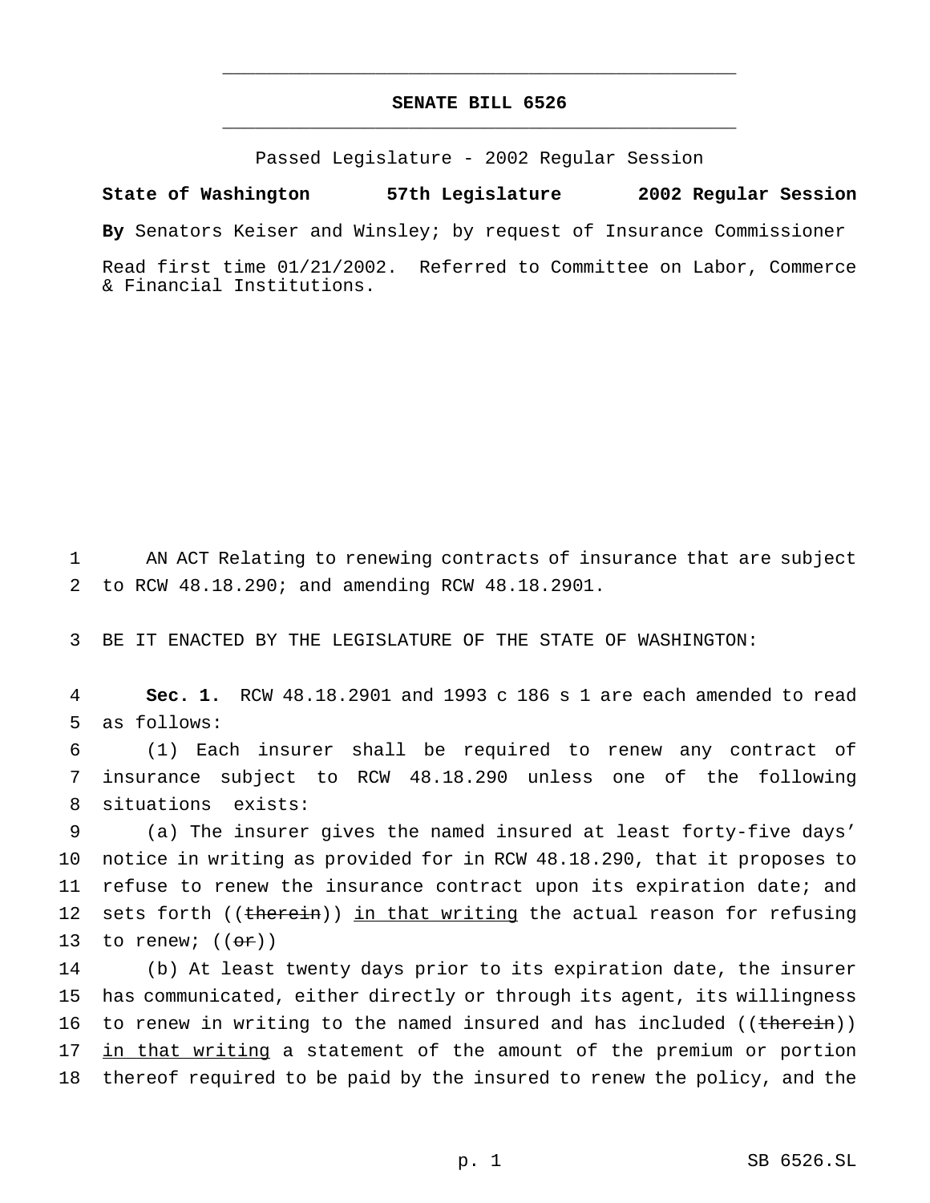# SENATE BILL 6526

Passed Legislature - 2002 Regular Session

**State of Washington 57th Legislature 2002 Regular Session**

**By** Senators Keiser and Winsley; by request of Insurance Commissioner

Read first time 01/21/2002. Referred to Committee on Labor, Commerce & Financial Institutions.

AN ACT Relating to renewing contracts of insurance that are subject to RCW 48.18.290; and amending RCW 48.18.2901.

BE IT ENACTED BY THE LEGISLATURE OF THE STATE OF WASHINGTON:

**Sec. 1.** RCW 48.18.2901 and 1993 c 186 s 1 are each amended to read as follows:

(1) Each insurer shall be required to renew any contract of insurance subject to RCW 48.18.290 unless one of the following situations exists:

(a) The insurer gives the named insured at least forty-five days' notice in writing as provided for in RCW 48.18.290, that it proposes to refuse to renew the insurance contract upon its expiration date; and sets forth ((~~therein~~)) <u>in that writing</u> the actual reason for refusing to renew; ((~~or~~))

(b) At least twenty days prior to its expiration date, the insurer has communicated, either directly or through its agent, its willingness to renew in writing to the named insured and has included ((~~therein~~)) <u>in that writing</u> a statement of the amount of the premium or portion thereof required to be paid by the insured to renew the policy, and the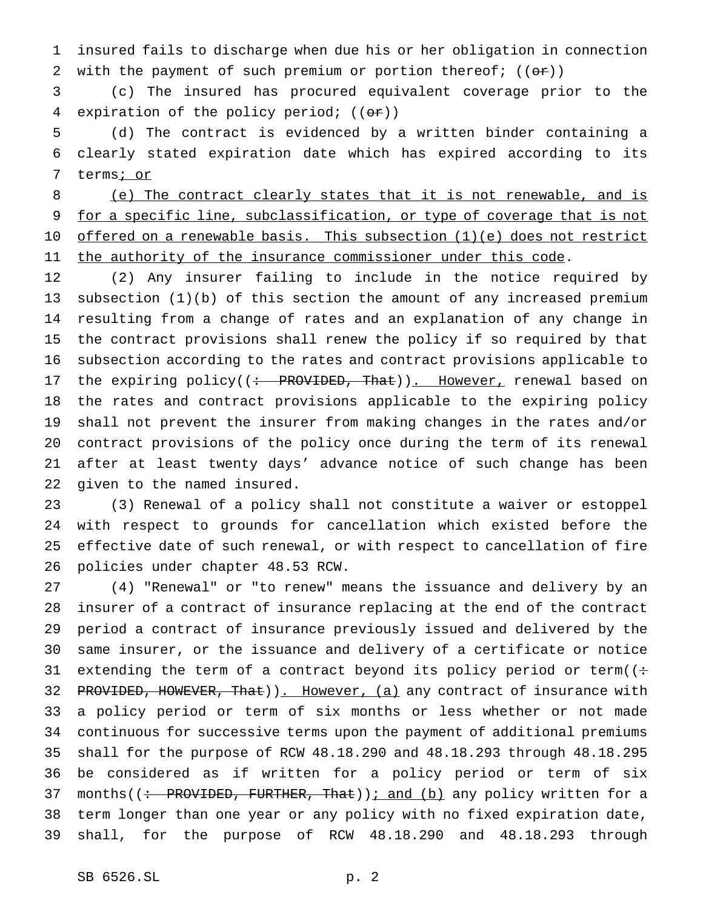insured fails to discharge when due his or her obligation in connection with the payment of such premium or portion thereof; ((~~or~~))

(c) The insured has procured equivalent coverage prior to the expiration of the policy period; ((~~or~~))

(d) The contract is evidenced by a written binder containing a clearly stated expiration date which has expired according to its terms<u>; or</u>

<u>(e) The contract clearly states that it is not renewable, and is for a specific line, subclassification, or type of coverage that is not offered on a renewable basis. This subsection (1)(e) does not restrict the authority of the insurance commissioner under this code</u>.

(2) Any insurer failing to include in the notice required by subsection (1)(b) of this section the amount of any increased premium resulting from a change of rates and an explanation of any change in the contract provisions shall renew the policy if so required by that subsection according to the rates and contract provisions applicable to the expiring policy((~~: PROVIDED, That~~))<u>. However,</u> renewal based on the rates and contract provisions applicable to the expiring policy shall not prevent the insurer from making changes in the rates and/or contract provisions of the policy once during the term of its renewal after at least twenty days' advance notice of such change has been given to the named insured.

(3) Renewal of a policy shall not constitute a waiver or estoppel with respect to grounds for cancellation which existed before the effective date of such renewal, or with respect to cancellation of fire policies under chapter 48.53 RCW.

(4) "Renewal" or "to renew" means the issuance and delivery by an insurer of a contract of insurance replacing at the end of the contract period a contract of insurance previously issued and delivered by the same insurer, or the issuance and delivery of a certificate or notice extending the term of a contract beyond its policy period or term((~~: PROVIDED, HOWEVER, That~~))<u>. However, (a)</u> any contract of insurance with a policy period or term of six months or less whether or not made continuous for successive terms upon the payment of additional premiums shall for the purpose of RCW 48.18.290 and 48.18.293 through 48.18.295 be considered as if written for a policy period or term of six months((~~: PROVIDED, FURTHER, That~~))<u>; and (b)</u> any policy written for a term longer than one year or any policy with no fixed expiration date, shall, for the purpose of RCW 48.18.290 and 48.18.293 through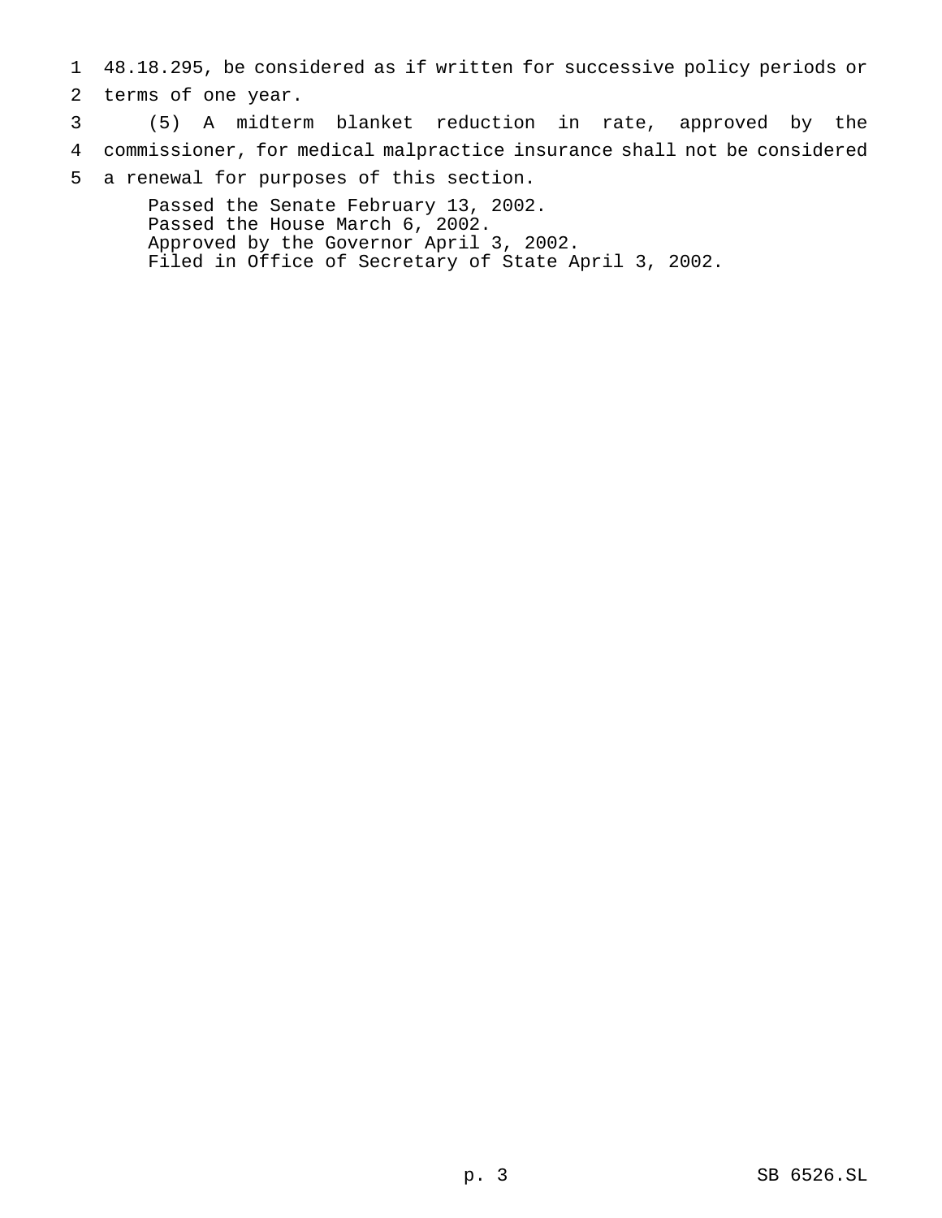48.18.295, be considered as if written for successive policy periods or terms of one year.

(5) A midterm blanket reduction in rate, approved by the commissioner, for medical malpractice insurance shall not be considered a renewal for purposes of this section.

Passed the Senate February 13, 2002.
Passed the House March 6, 2002.
Approved by the Governor April 3, 2002.
Filed in Office of Secretary of State April 3, 2002.